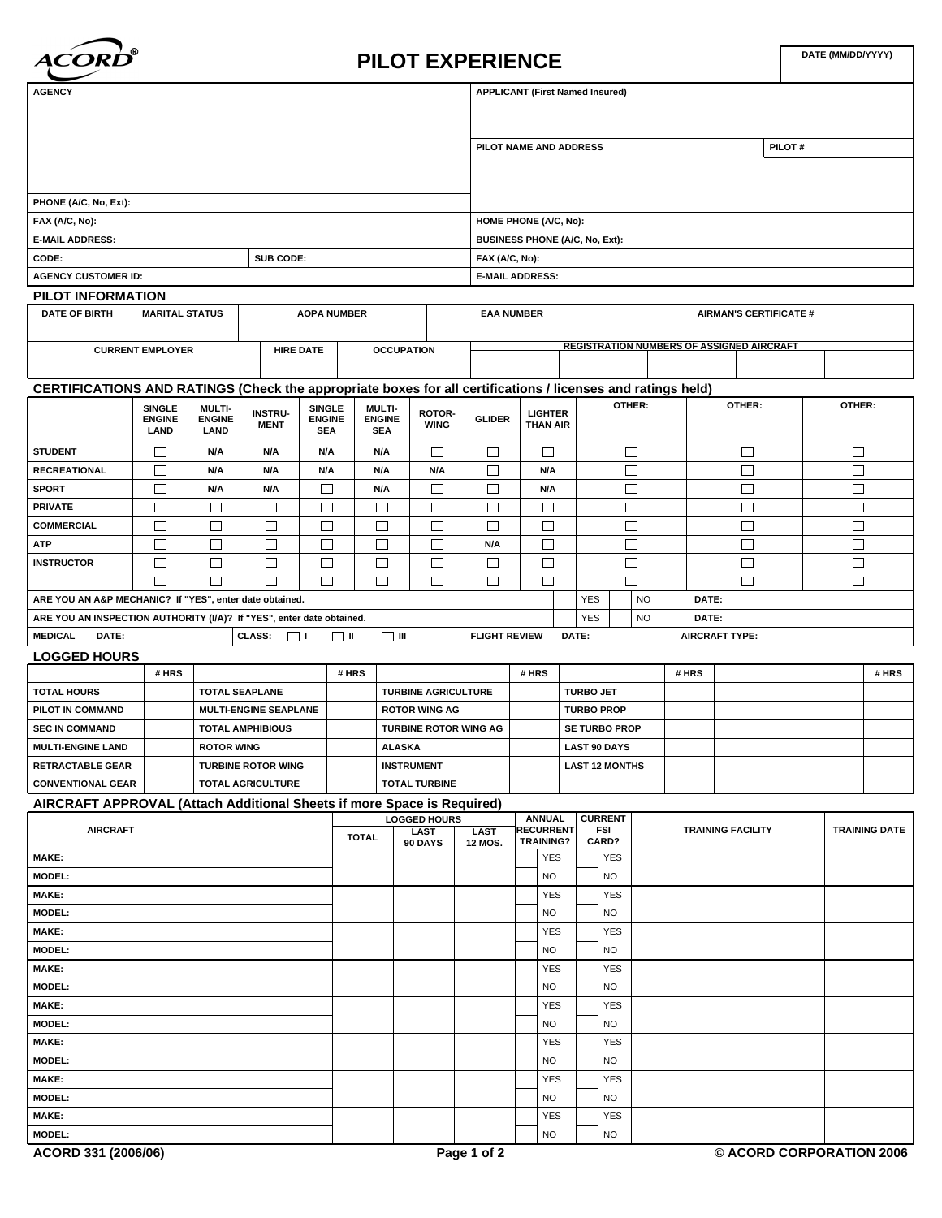ACORD®

# PILOT EXPERIENCE

| DATE (MM/DD/YYYY) |
|---|
| |

| AGENCY | | APPLICANT (First Named Insured) | |
|---|---|---|---|
| | | PILOT NAME AND ADDRESS | PILOT # |
| PHONE (A/C, No, Ext): | | | |
| FAX (A/C, No): | | HOME PHONE (A/C, No): | |
| E-MAIL ADDRESS: | | BUSINESS PHONE (A/C, No, Ext): | |
| CODE: | SUB CODE: | FAX (A/C, No): | |
| AGENCY CUSTOMER ID: | | E-MAIL ADDRESS: | |

## PILOT INFORMATION

| DATE OF BIRTH | MARITAL STATUS | AOPA NUMBER | EAA NUMBER | AIRMAN'S CERTIFICATE # |
|---|---|---|---|---|
| | | | | |

| CURRENT EMPLOYER | HIRE DATE | OCCUPATION | REGISTRATION NUMBERS OF ASSIGNED AIRCRAFT | | | | |
|---|---|---|---|---|---|---|---|
| | | | | | | | |

## CERTIFICATIONS AND RATINGS (Check the appropriate boxes for all certifications / licenses and ratings held)

| | SINGLE ENGINE LAND | MULTI-ENGINE LAND | INSTRU-MENT | SINGLE ENGINE SEA | MULTI-ENGINE SEA | ROTOR-WING | GLIDER | LIGHTER THAN AIR | OTHER: | OTHER: | OTHER: |
|---|---|---|---|---|---|---|---|---|---|---|---|
| STUDENT | ☐ | N/A | N/A | N/A | N/A | ☐ | ☐ | ☐ | ☐ | ☐ | ☐ |
| RECREATIONAL | ☐ | N/A | N/A | N/A | N/A | N/A | ☐ | N/A | ☐ | ☐ | ☐ |
| SPORT | ☐ | N/A | N/A | ☐ | N/A | ☐ | ☐ | N/A | ☐ | ☐ | ☐ |
| PRIVATE | ☐ | ☐ | ☐ | ☐ | ☐ | ☐ | ☐ | ☐ | ☐ | ☐ | ☐ |
| COMMERCIAL | ☐ | ☐ | ☐ | ☐ | ☐ | ☐ | ☐ | ☐ | ☐ | ☐ | ☐ |
| ATP | ☐ | ☐ | ☐ | ☐ | ☐ | ☐ | N/A | ☐ | ☐ | ☐ | ☐ |
| INSTRUCTOR | ☐ | ☐ | ☐ | ☐ | ☐ | ☐ | ☐ | ☐ | ☐ | ☐ | ☐ |
| | ☐ | ☐ | ☐ | ☐ | ☐ | ☐ | ☐ | ☐ | ☐ | ☐ | ☐ |

| ARE YOU AN A&P MECHANIC? If "YES", enter date obtained. | | YES | | NO | DATE: |
|---|---|---|---|---|---|
| ARE YOU AN INSPECTION AUTHORITY (I/A)? If "YES", enter date obtained. | | YES | | NO | DATE: |

| MEDICAL DATE: | CLASS: ☐ I ☐ II ☐ III | FLIGHT REVIEW DATE: | AIRCRAFT TYPE: |
|---|---|---|---|

## LOGGED HOURS

| | # HRS | | # HRS | | # HRS | | # HRS | | # HRS |
|---|---|---|---|---|---|---|---|---|---|
| TOTAL HOURS | | TOTAL SEAPLANE | | TURBINE AGRICULTURE | | TURBO JET | | | |
| PILOT IN COMMAND | | MULTI-ENGINE SEAPLANE | | ROTOR WING AG | | TURBO PROP | | | |
| SEC IN COMMAND | | TOTAL AMPHIBIOUS | | TURBINE ROTOR WING AG | | SE TURBO PROP | | | |
| MULTI-ENGINE LAND | | ROTOR WING | | ALASKA | | LAST 90 DAYS | | | |
| RETRACTABLE GEAR | | TURBINE ROTOR WING | | INSTRUMENT | | LAST 12 MONTHS | | | |
| CONVENTIONAL GEAR | | TOTAL AGRICULTURE | | TOTAL TURBINE | | | | | |

## AIRCRAFT APPROVAL (Attach Additional Sheets if more Space is Required)

| AIRCRAFT | LOGGED HOURS TOTAL | LAST 90 DAYS | LAST 12 MOS. | ANNUAL RECURRENT TRAINING? | CURRENT FSI CARD? | TRAINING FACILITY | TRAINING DATE |
|---|---|---|---|---|---|---|---|
| MAKE: | | | | YES | YES | | |
| MODEL: | | | | NO | NO | | |
| MAKE: | | | | YES | YES | | |
| MODEL: | | | | NO | NO | | |
| MAKE: | | | | YES | YES | | |
| MODEL: | | | | NO | NO | | |
| MAKE: | | | | YES | YES | | |
| MODEL: | | | | NO | NO | | |
| MAKE: | | | | YES | YES | | |
| MODEL: | | | | NO | NO | | |
| MAKE: | | | | YES | YES | | |
| MODEL: | | | | NO | NO | | |
| MAKE: | | | | YES | YES | | |
| MODEL: | | | | NO | NO | | |
| MAKE: | | | | YES | YES | | |
| MODEL: | | | | NO | NO | | |

ACORD 331 (2006/06) © ACORD CORPORATION 2006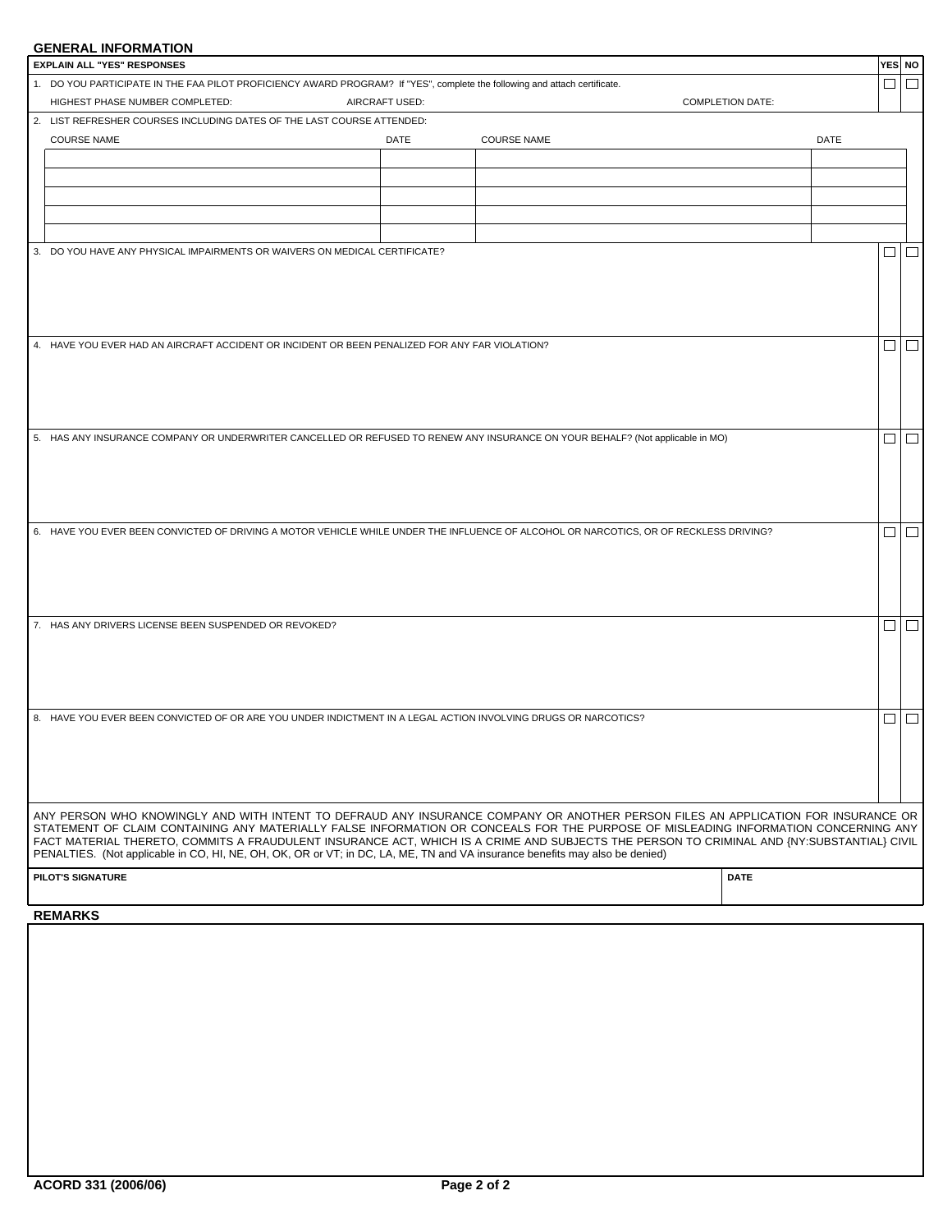## GENERAL INFORMATION

| EXPLAIN ALL "YES" RESPONSES | YES | NO |
|---|---|---|
| 1. DO YOU PARTICIPATE IN THE FAA PILOT PROFICIENCY AWARD PROGRAM? If "YES", complete the following and attach certificate. | ☐ | ☐ |
| HIGHEST PHASE NUMBER COMPLETED: AIRCRAFT USED: COMPLETION DATE: | | |

2. LIST REFRESHER COURSES INCLUDING DATES OF THE LAST COURSE ATTENDED:

| COURSE NAME | DATE | COURSE NAME | DATE |
|---|---|---|---|
| | | | |
| | | | |
| | | | |
| | | | |
| | | | |

| | YES | NO |
|---|---|---|
| 3. DO YOU HAVE ANY PHYSICAL IMPAIRMENTS OR WAIVERS ON MEDICAL CERTIFICATE? | ☐ | ☐ |
| 4. HAVE YOU EVER HAD AN AIRCRAFT ACCIDENT OR INCIDENT OR BEEN PENALIZED FOR ANY FAR VIOLATION? | ☐ | ☐ |
| 5. HAS ANY INSURANCE COMPANY OR UNDERWRITER CANCELLED OR REFUSED TO RENEW ANY INSURANCE ON YOUR BEHALF? (Not applicable in MO) | ☐ | ☐ |
| 6. HAVE YOU EVER BEEN CONVICTED OF DRIVING A MOTOR VEHICLE WHILE UNDER THE INFLUENCE OF ALCOHOL OR NARCOTICS, OR OF RECKLESS DRIVING? | ☐ | ☐ |
| 7. HAS ANY DRIVERS LICENSE BEEN SUSPENDED OR REVOKED? | ☐ | ☐ |
| 8. HAVE YOU EVER BEEN CONVICTED OF OR ARE YOU UNDER INDICTMENT IN A LEGAL ACTION INVOLVING DRUGS OR NARCOTICS? | ☐ | ☐ |

ANY PERSON WHO KNOWINGLY AND WITH INTENT TO DEFRAUD ANY INSURANCE COMPANY OR ANOTHER PERSON FILES AN APPLICATION FOR INSURANCE OR STATEMENT OF CLAIM CONTAINING ANY MATERIALLY FALSE INFORMATION OR CONCEALS FOR THE PURPOSE OF MISLEADING INFORMATION CONCERNING ANY FACT MATERIAL THERETO, COMMITS A FRAUDULENT INSURANCE ACT, WHICH IS A CRIME AND SUBJECTS THE PERSON TO CRIMINAL AND {NY:SUBSTANTIAL} CIVIL PENALTIES. (Not applicable in CO, HI, NE, OH, OK, OR or VT; in DC, LA, ME, TN and VA insurance benefits may also be denied)

| PILOT'S SIGNATURE | DATE |
|---|---|
| | |

## REMARKS

ACORD 331 (2006/06)